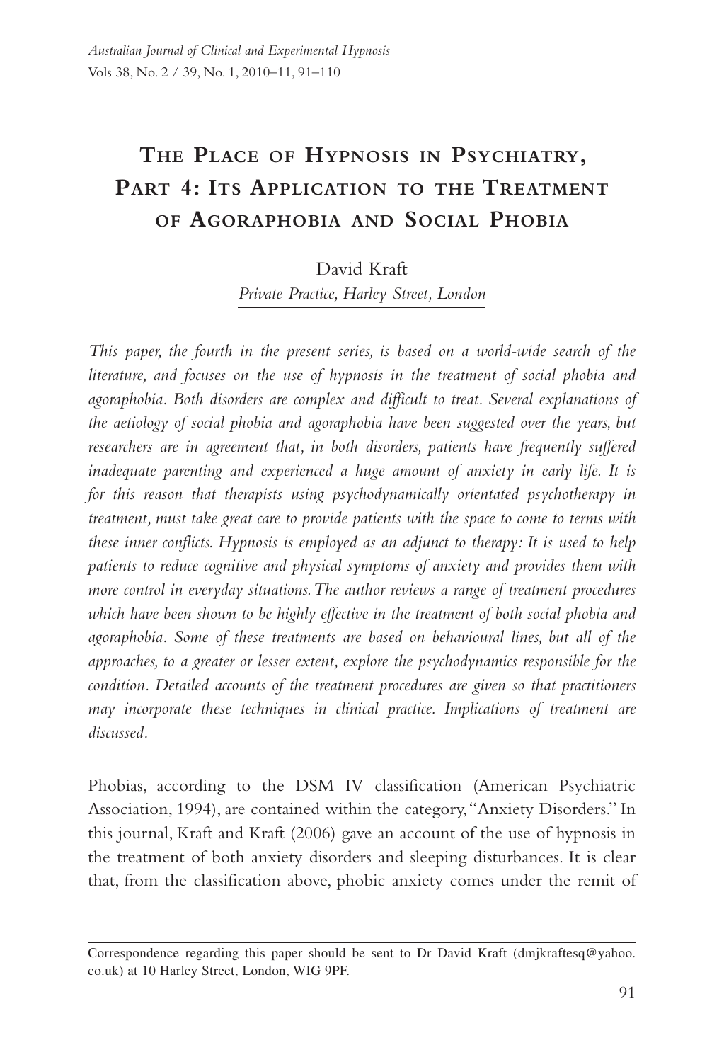# The Place of Hypnosis in Psychiatry, Part 4: Its Application to the Treatment of Agoraphobia and Social Phobia

David Kraft

*Private Practice, Harley Street, London*

*This paper, the fourth in the present series, is based on a world-wide search of the literature, and focuses on the use of hypnosis in the treatment of social phobia and agoraphobia. Both disorders are complex and difficult to treat. Several explanations of the aetiology of social phobia and agoraphobia have been suggested over the years, but researchers are in agreement that, in both disorders, patients have frequently suffered inadequate parenting and experienced a huge amount of anxiety in early life. It is for this reason that therapists using psychodynamically orientated psychotherapy in treatment, must take great care to provide patients with the space to come to terms with these inner conflicts. Hypnosis is employed as an adjunct to therapy: It is used to help patients to reduce cognitive and physical symptoms of anxiety and provides them with more control in everyday situations. The author reviews a range of treatment procedures which have been shown to be highly effective in the treatment of both social phobia and agoraphobia. Some of these treatments are based on behavioural lines, but all of the approaches, to a greater or lesser extent, explore the psychodynamics responsible for the condition. Detailed accounts of the treatment procedures are given so that practitioners may incorporate these techniques in clinical practice. Implications of treatment are discussed.*

Phobias, according to the DSM IV classification (American Psychiatric Association, 1994), are contained within the category, "Anxiety Disorders." In this journal, Kraft and Kraft (2006) gave an account of the use of hypnosis in the treatment of both anxiety disorders and sleeping disturbances. It is clear that, from the classification above, phobic anxiety comes under the remit of

---

Correspondence regarding this paper should be sent to Dr David Kraft (dmjkraftesq@yahoo.co.uk) at 10 Harley Street, London, WIG 9PF.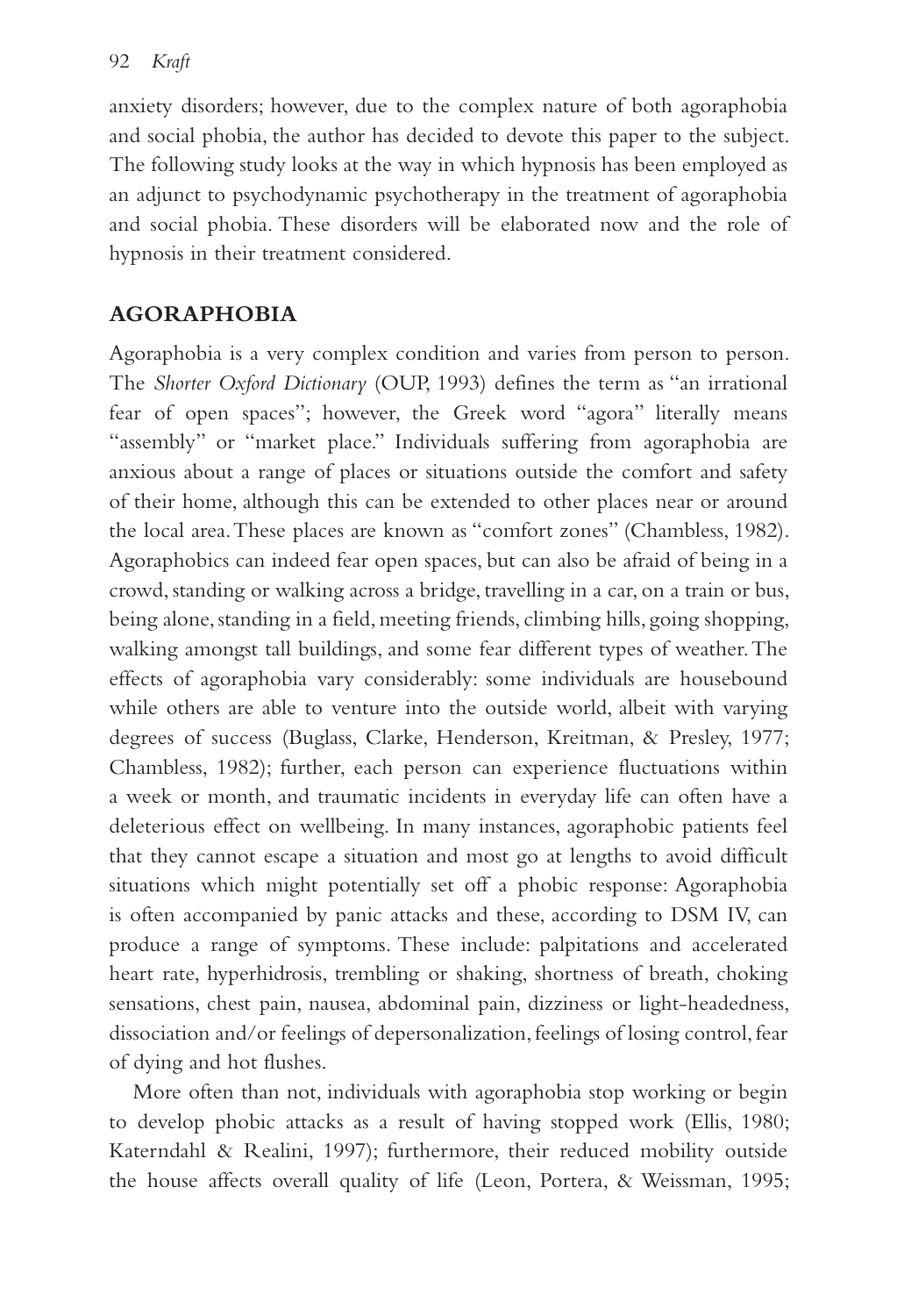anxiety disorders; however, due to the complex nature of both agoraphobia and social phobia, the author has decided to devote this paper to the subject. The following study looks at the way in which hypnosis has been employed as an adjunct to psychodynamic psychotherapy in the treatment of agoraphobia and social phobia. These disorders will be elaborated now and the role of hypnosis in their treatment considered.

## AGORAPHOBIA

Agoraphobia is a very complex condition and varies from person to person. The *Shorter Oxford Dictionary* (OUP, 1993) defines the term as "an irrational fear of open spaces"; however, the Greek word "agora" literally means "assembly" or "market place." Individuals suffering from agoraphobia are anxious about a range of places or situations outside the comfort and safety of their home, although this can be extended to other places near or around the local area. These places are known as "comfort zones" (Chambless, 1982). Agoraphobics can indeed fear open spaces, but can also be afraid of being in a crowd, standing or walking across a bridge, travelling in a car, on a train or bus, being alone, standing in a field, meeting friends, climbing hills, going shopping, walking amongst tall buildings, and some fear different types of weather. The effects of agoraphobia vary considerably: some individuals are housebound while others are able to venture into the outside world, albeit with varying degrees of success (Buglass, Clarke, Henderson, Kreitman, & Presley, 1977; Chambless, 1982); further, each person can experience fluctuations within a week or month, and traumatic incidents in everyday life can often have a deleterious effect on wellbeing. In many instances, agoraphobic patients feel that they cannot escape a situation and most go at lengths to avoid difficult situations which might potentially set off a phobic response: Agoraphobia is often accompanied by panic attacks and these, according to DSM IV, can produce a range of symptoms. These include: palpitations and accelerated heart rate, hyperhidrosis, trembling or shaking, shortness of breath, choking sensations, chest pain, nausea, abdominal pain, dizziness or light-headedness, dissociation and/or feelings of depersonalization, feelings of losing control, fear of dying and hot flushes.

More often than not, individuals with agoraphobia stop working or begin to develop phobic attacks as a result of having stopped work (Ellis, 1980; Katerndahl & Realini, 1997); furthermore, their reduced mobility outside the house affects overall quality of life (Leon, Portera, & Weissman, 1995;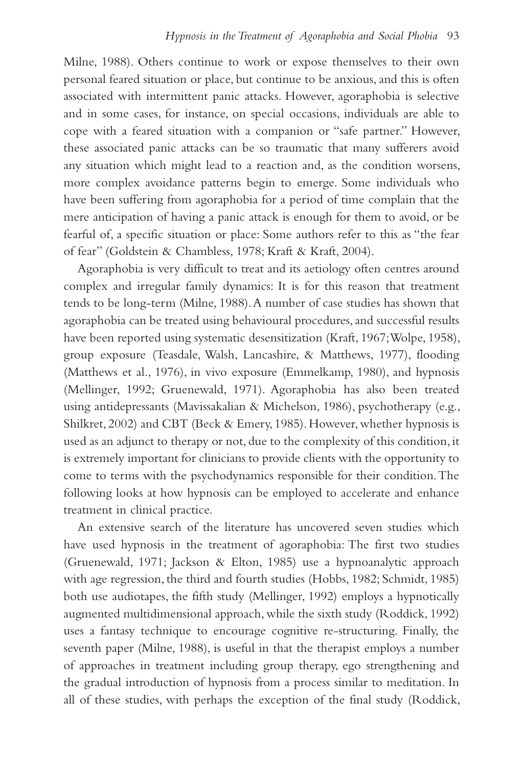Milne, 1988). Others continue to work or expose themselves to their own personal feared situation or place, but continue to be anxious, and this is often associated with intermittent panic attacks. However, agoraphobia is selective and in some cases, for instance, on special occasions, individuals are able to cope with a feared situation with a companion or "safe partner." However, these associated panic attacks can be so traumatic that many sufferers avoid any situation which might lead to a reaction and, as the condition worsens, more complex avoidance patterns begin to emerge. Some individuals who have been suffering from agoraphobia for a period of time complain that the mere anticipation of having a panic attack is enough for them to avoid, or be fearful of, a specific situation or place: Some authors refer to this as "the fear of fear" (Goldstein & Chambless, 1978; Kraft & Kraft, 2004).

Agoraphobia is very difficult to treat and its aetiology often centres around complex and irregular family dynamics: It is for this reason that treatment tends to be long-term (Milne, 1988). A number of case studies has shown that agoraphobia can be treated using behavioural procedures, and successful results have been reported using systematic desensitization (Kraft, 1967; Wolpe, 1958), group exposure (Teasdale, Walsh, Lancashire, & Matthews, 1977), flooding (Matthews et al., 1976), in vivo exposure (Emmelkamp, 1980), and hypnosis (Mellinger, 1992; Gruenewald, 1971). Agoraphobia has also been treated using antidepressants (Mavissakalian & Michelson, 1986), psychotherapy (e.g., Shilkret, 2002) and CBT (Beck & Emery, 1985). However, whether hypnosis is used as an adjunct to therapy or not, due to the complexity of this condition, it is extremely important for clinicians to provide clients with the opportunity to come to terms with the psychodynamics responsible for their condition. The following looks at how hypnosis can be employed to accelerate and enhance treatment in clinical practice.

An extensive search of the literature has uncovered seven studies which have used hypnosis in the treatment of agoraphobia: The first two studies (Gruenewald, 1971; Jackson & Elton, 1985) use a hypnoanalytic approach with age regression, the third and fourth studies (Hobbs, 1982; Schmidt, 1985) both use audiotapes, the fifth study (Mellinger, 1992) employs a hypnotically augmented multidimensional approach, while the sixth study (Roddick, 1992) uses a fantasy technique to encourage cognitive re-structuring. Finally, the seventh paper (Milne, 1988), is useful in that the therapist employs a number of approaches in treatment including group therapy, ego strengthening and the gradual introduction of hypnosis from a process similar to meditation. In all of these studies, with perhaps the exception of the final study (Roddick,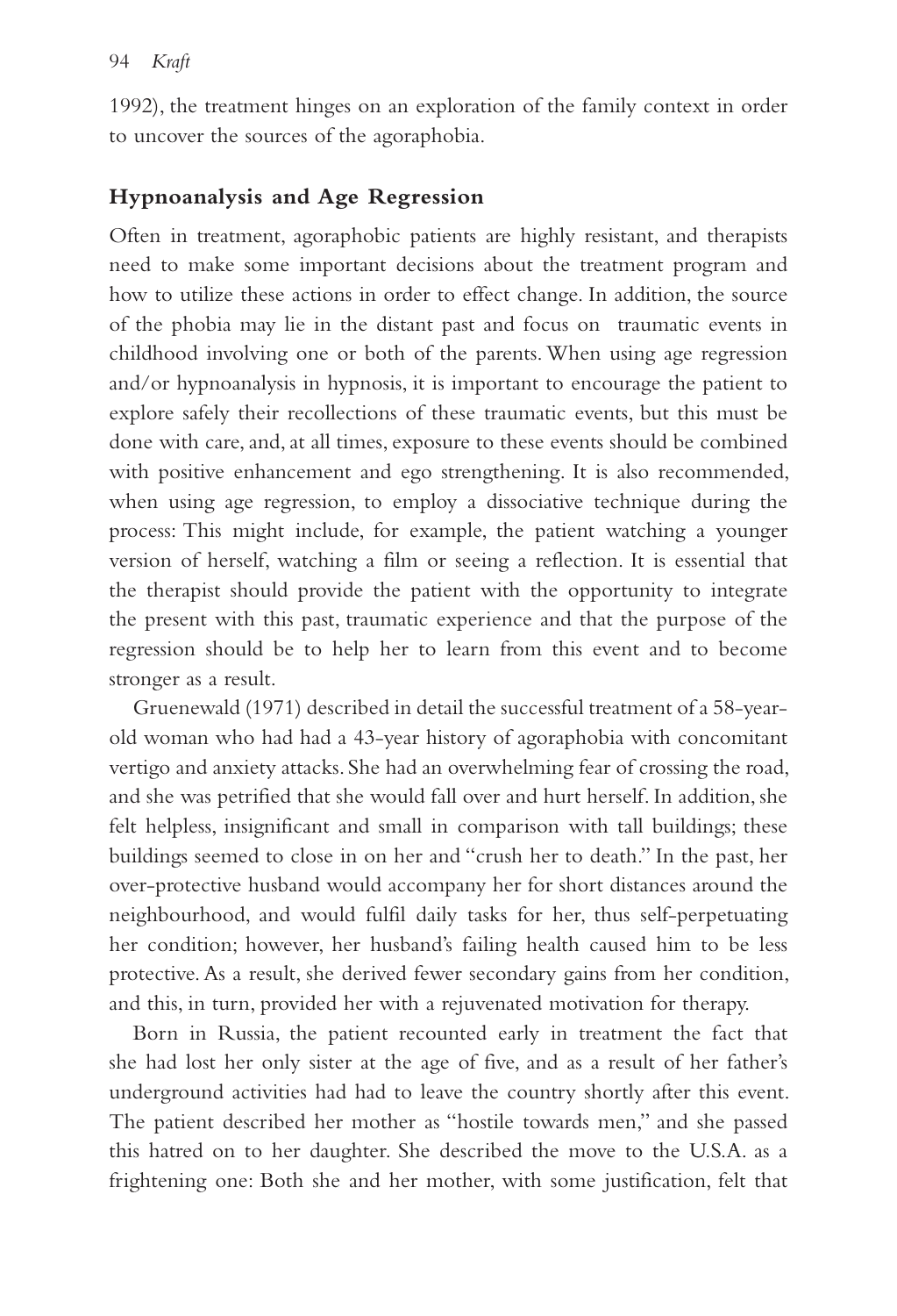1992), the treatment hinges on an exploration of the family context in order to uncover the sources of the agoraphobia.

## Hypnoanalysis and Age Regression

Often in treatment, agoraphobic patients are highly resistant, and therapists need to make some important decisions about the treatment program and how to utilize these actions in order to effect change. In addition, the source of the phobia may lie in the distant past and focus on traumatic events in childhood involving one or both of the parents. When using age regression and/or hypnoanalysis in hypnosis, it is important to encourage the patient to explore safely their recollections of these traumatic events, but this must be done with care, and, at all times, exposure to these events should be combined with positive enhancement and ego strengthening. It is also recommended, when using age regression, to employ a dissociative technique during the process: This might include, for example, the patient watching a younger version of herself, watching a film or seeing a reflection. It is essential that the therapist should provide the patient with the opportunity to integrate the present with this past, traumatic experience and that the purpose of the regression should be to help her to learn from this event and to become stronger as a result.

Gruenewald (1971) described in detail the successful treatment of a 58-year-old woman who had had a 43-year history of agoraphobia with concomitant vertigo and anxiety attacks. She had an overwhelming fear of crossing the road, and she was petrified that she would fall over and hurt herself. In addition, she felt helpless, insignificant and small in comparison with tall buildings; these buildings seemed to close in on her and "crush her to death." In the past, her over-protective husband would accompany her for short distances around the neighbourhood, and would fulfil daily tasks for her, thus self-perpetuating her condition; however, her husband's failing health caused him to be less protective. As a result, she derived fewer secondary gains from her condition, and this, in turn, provided her with a rejuvenated motivation for therapy.

Born in Russia, the patient recounted early in treatment the fact that she had lost her only sister at the age of five, and as a result of her father's underground activities had had to leave the country shortly after this event. The patient described her mother as "hostile towards men," and she passed this hatred on to her daughter. She described the move to the U.S.A. as a frightening one: Both she and her mother, with some justification, felt that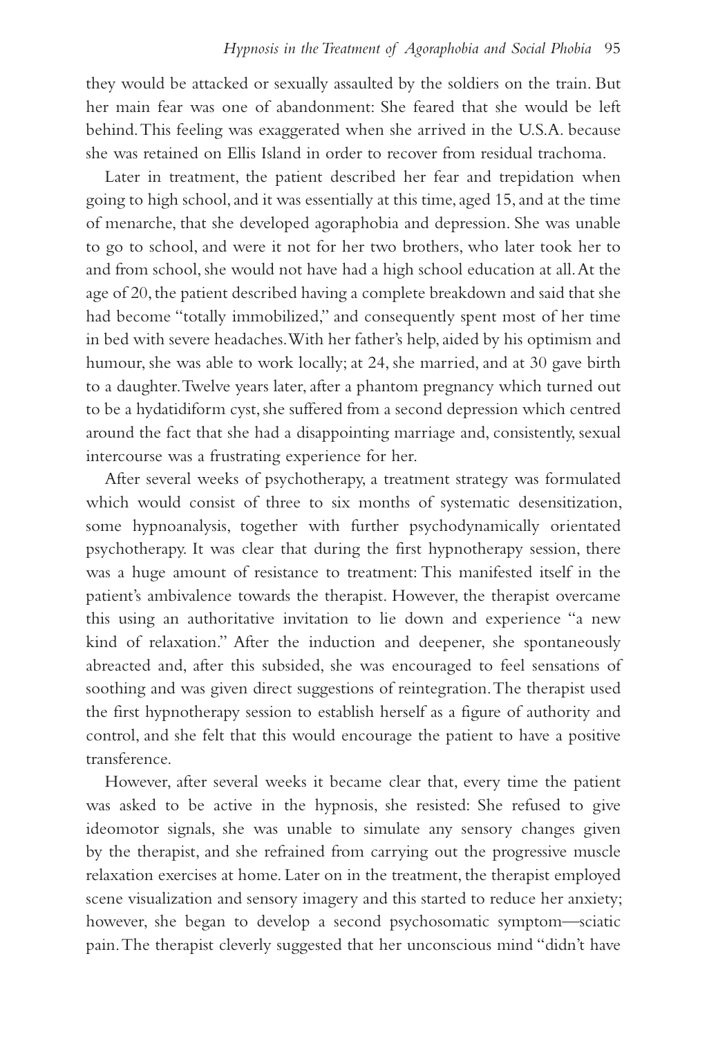they would be attacked or sexually assaulted by the soldiers on the train. But her main fear was one of abandonment: She feared that she would be left behind. This feeling was exaggerated when she arrived in the U.S.A. because she was retained on Ellis Island in order to recover from residual trachoma.

Later in treatment, the patient described her fear and trepidation when going to high school, and it was essentially at this time, aged 15, and at the time of menarche, that she developed agoraphobia and depression. She was unable to go to school, and were it not for her two brothers, who later took her to and from school, she would not have had a high school education at all. At the age of 20, the patient described having a complete breakdown and said that she had become "totally immobilized," and consequently spent most of her time in bed with severe headaches. With her father's help, aided by his optimism and humour, she was able to work locally; at 24, she married, and at 30 gave birth to a daughter. Twelve years later, after a phantom pregnancy which turned out to be a hydatidiform cyst, she suffered from a second depression which centred around the fact that she had a disappointing marriage and, consistently, sexual intercourse was a frustrating experience for her.

After several weeks of psychotherapy, a treatment strategy was formulated which would consist of three to six months of systematic desensitization, some hypnoanalysis, together with further psychodynamically orientated psychotherapy. It was clear that during the first hypnotherapy session, there was a huge amount of resistance to treatment: This manifested itself in the patient's ambivalence towards the therapist. However, the therapist overcame this using an authoritative invitation to lie down and experience "a new kind of relaxation." After the induction and deepener, she spontaneously abreacted and, after this subsided, she was encouraged to feel sensations of soothing and was given direct suggestions of reintegration. The therapist used the first hypnotherapy session to establish herself as a figure of authority and control, and she felt that this would encourage the patient to have a positive transference.

However, after several weeks it became clear that, every time the patient was asked to be active in the hypnosis, she resisted: She refused to give ideomotor signals, she was unable to simulate any sensory changes given by the therapist, and she refrained from carrying out the progressive muscle relaxation exercises at home. Later on in the treatment, the therapist employed scene visualization and sensory imagery and this started to reduce her anxiety; however, she began to develop a second psychosomatic symptom—sciatic pain. The therapist cleverly suggested that her unconscious mind "didn't have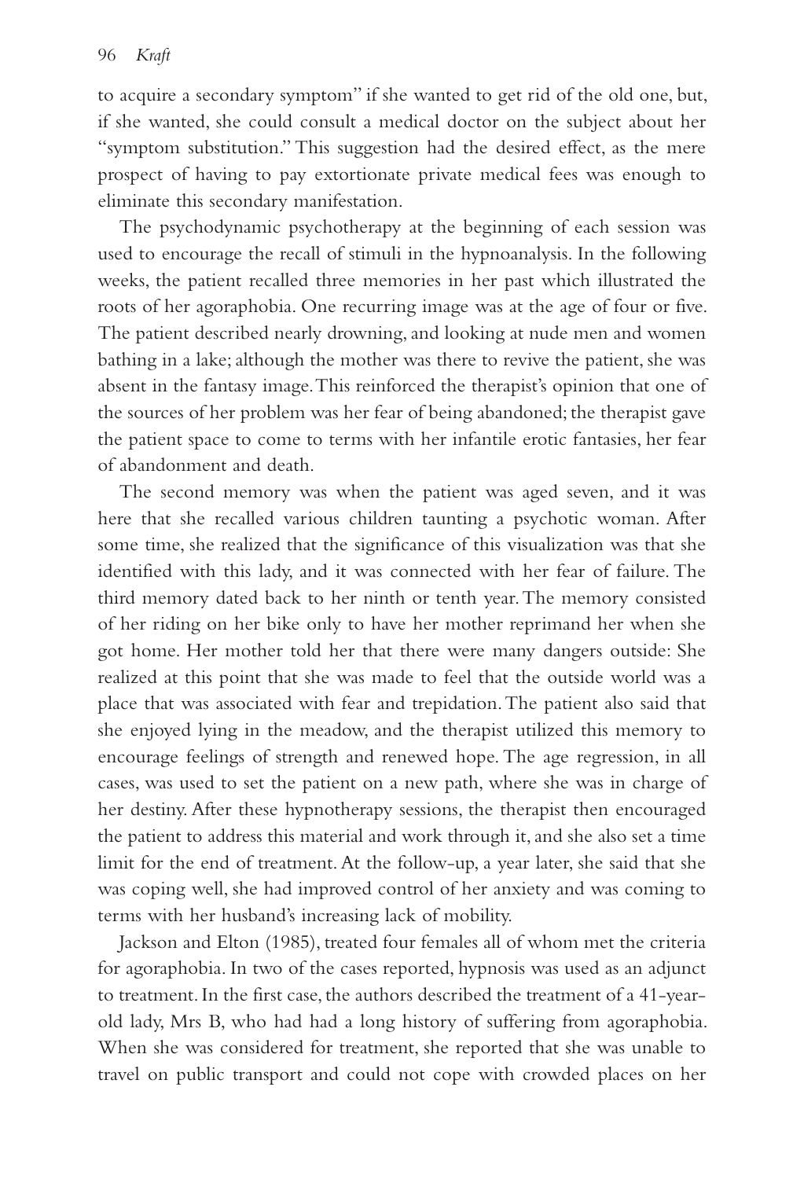to acquire a secondary symptom" if she wanted to get rid of the old one, but, if she wanted, she could consult a medical doctor on the subject about her "symptom substitution." This suggestion had the desired effect, as the mere prospect of having to pay extortionate private medical fees was enough to eliminate this secondary manifestation.

The psychodynamic psychotherapy at the beginning of each session was used to encourage the recall of stimuli in the hypnoanalysis. In the following weeks, the patient recalled three memories in her past which illustrated the roots of her agoraphobia. One recurring image was at the age of four or five. The patient described nearly drowning, and looking at nude men and women bathing in a lake; although the mother was there to revive the patient, she was absent in the fantasy image. This reinforced the therapist's opinion that one of the sources of her problem was her fear of being abandoned; the therapist gave the patient space to come to terms with her infantile erotic fantasies, her fear of abandonment and death.

The second memory was when the patient was aged seven, and it was here that she recalled various children taunting a psychotic woman. After some time, she realized that the significance of this visualization was that she identified with this lady, and it was connected with her fear of failure. The third memory dated back to her ninth or tenth year. The memory consisted of her riding on her bike only to have her mother reprimand her when she got home. Her mother told her that there were many dangers outside: She realized at this point that she was made to feel that the outside world was a place that was associated with fear and trepidation. The patient also said that she enjoyed lying in the meadow, and the therapist utilized this memory to encourage feelings of strength and renewed hope. The age regression, in all cases, was used to set the patient on a new path, where she was in charge of her destiny. After these hypnotherapy sessions, the therapist then encouraged the patient to address this material and work through it, and she also set a time limit for the end of treatment. At the follow-up, a year later, she said that she was coping well, she had improved control of her anxiety and was coming to terms with her husband's increasing lack of mobility.

Jackson and Elton (1985), treated four females all of whom met the criteria for agoraphobia. In two of the cases reported, hypnosis was used as an adjunct to treatment. In the first case, the authors described the treatment of a 41-year-old lady, Mrs B, who had had a long history of suffering from agoraphobia. When she was considered for treatment, she reported that she was unable to travel on public transport and could not cope with crowded places on her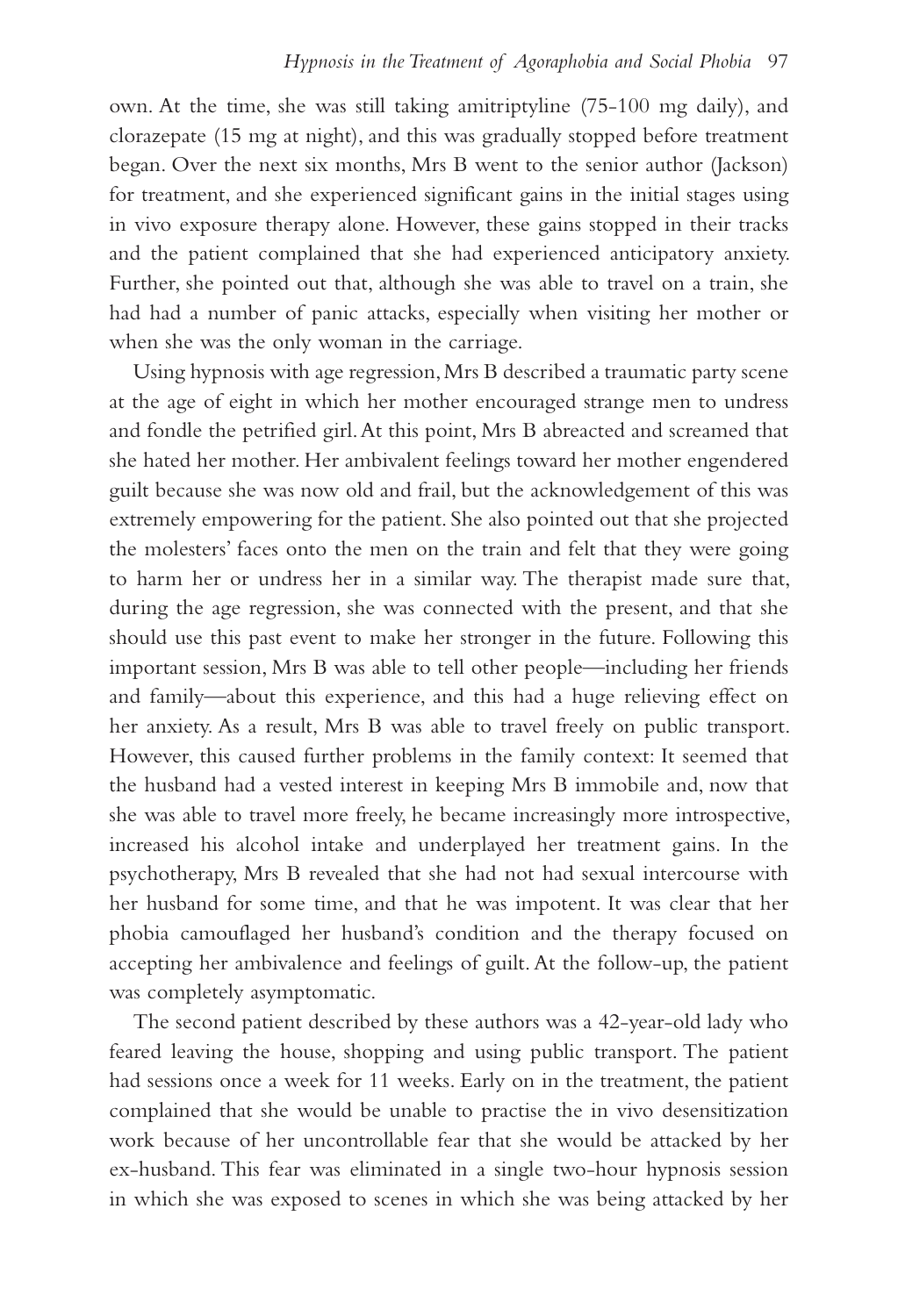own. At the time, she was still taking amitriptyline (75-100 mg daily), and clorazepate (15 mg at night), and this was gradually stopped before treatment began. Over the next six months, Mrs B went to the senior author (Jackson) for treatment, and she experienced significant gains in the initial stages using in vivo exposure therapy alone. However, these gains stopped in their tracks and the patient complained that she had experienced anticipatory anxiety. Further, she pointed out that, although she was able to travel on a train, she had had a number of panic attacks, especially when visiting her mother or when she was the only woman in the carriage.

Using hypnosis with age regression, Mrs B described a traumatic party scene at the age of eight in which her mother encouraged strange men to undress and fondle the petrified girl. At this point, Mrs B abreacted and screamed that she hated her mother. Her ambivalent feelings toward her mother engendered guilt because she was now old and frail, but the acknowledgement of this was extremely empowering for the patient. She also pointed out that she projected the molesters' faces onto the men on the train and felt that they were going to harm her or undress her in a similar way. The therapist made sure that, during the age regression, she was connected with the present, and that she should use this past event to make her stronger in the future. Following this important session, Mrs B was able to tell other people—including her friends and family—about this experience, and this had a huge relieving effect on her anxiety. As a result, Mrs B was able to travel freely on public transport. However, this caused further problems in the family context: It seemed that the husband had a vested interest in keeping Mrs B immobile and, now that she was able to travel more freely, he became increasingly more introspective, increased his alcohol intake and underplayed her treatment gains. In the psychotherapy, Mrs B revealed that she had not had sexual intercourse with her husband for some time, and that he was impotent. It was clear that her phobia camouflaged her husband's condition and the therapy focused on accepting her ambivalence and feelings of guilt. At the follow-up, the patient was completely asymptomatic.

The second patient described by these authors was a 42-year-old lady who feared leaving the house, shopping and using public transport. The patient had sessions once a week for 11 weeks. Early on in the treatment, the patient complained that she would be unable to practise the in vivo desensitization work because of her uncontrollable fear that she would be attacked by her ex-husband. This fear was eliminated in a single two-hour hypnosis session in which she was exposed to scenes in which she was being attacked by her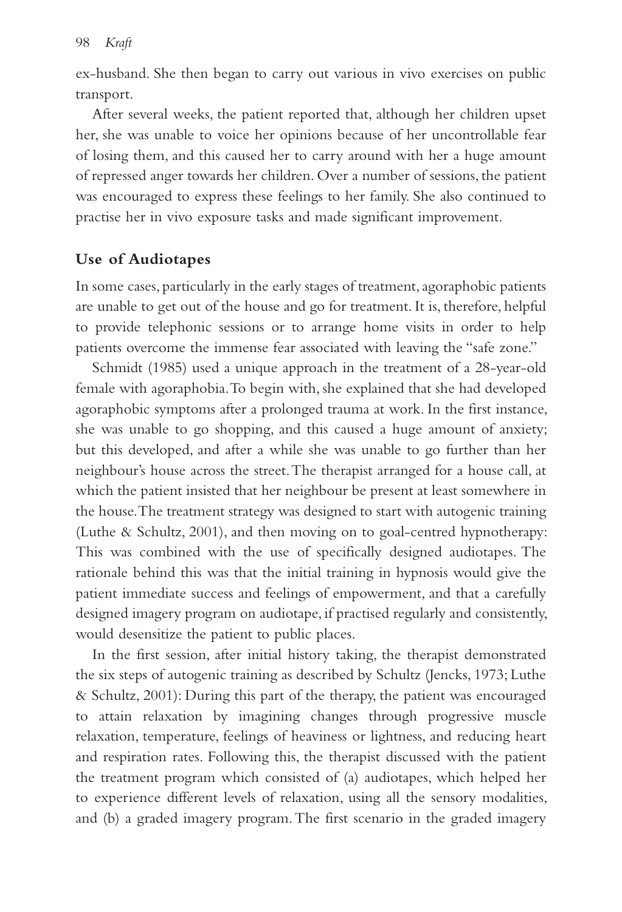ex-husband. She then began to carry out various in vivo exercises on public transport.

After several weeks, the patient reported that, although her children upset her, she was unable to voice her opinions because of her uncontrollable fear of losing them, and this caused her to carry around with her a huge amount of repressed anger towards her children. Over a number of sessions, the patient was encouraged to express these feelings to her family. She also continued to practise her in vivo exposure tasks and made significant improvement.

## Use of Audiotapes

In some cases, particularly in the early stages of treatment, agoraphobic patients are unable to get out of the house and go for treatment. It is, therefore, helpful to provide telephonic sessions or to arrange home visits in order to help patients overcome the immense fear associated with leaving the "safe zone."

Schmidt (1985) used a unique approach in the treatment of a 28-year-old female with agoraphobia. To begin with, she explained that she had developed agoraphobic symptoms after a prolonged trauma at work. In the first instance, she was unable to go shopping, and this caused a huge amount of anxiety; but this developed, and after a while she was unable to go further than her neighbour's house across the street. The therapist arranged for a house call, at which the patient insisted that her neighbour be present at least somewhere in the house. The treatment strategy was designed to start with autogenic training (Luthe & Schultz, 2001), and then moving on to goal-centred hypnotherapy: This was combined with the use of specifically designed audiotapes. The rationale behind this was that the initial training in hypnosis would give the patient immediate success and feelings of empowerment, and that a carefully designed imagery program on audiotape, if practised regularly and consistently, would desensitize the patient to public places.

In the first session, after initial history taking, the therapist demonstrated the six steps of autogenic training as described by Schultz (Jencks, 1973; Luthe & Schultz, 2001): During this part of the therapy, the patient was encouraged to attain relaxation by imagining changes through progressive muscle relaxation, temperature, feelings of heaviness or lightness, and reducing heart and respiration rates. Following this, the therapist discussed with the patient the treatment program which consisted of (a) audiotapes, which helped her to experience different levels of relaxation, using all the sensory modalities, and (b) a graded imagery program. The first scenario in the graded imagery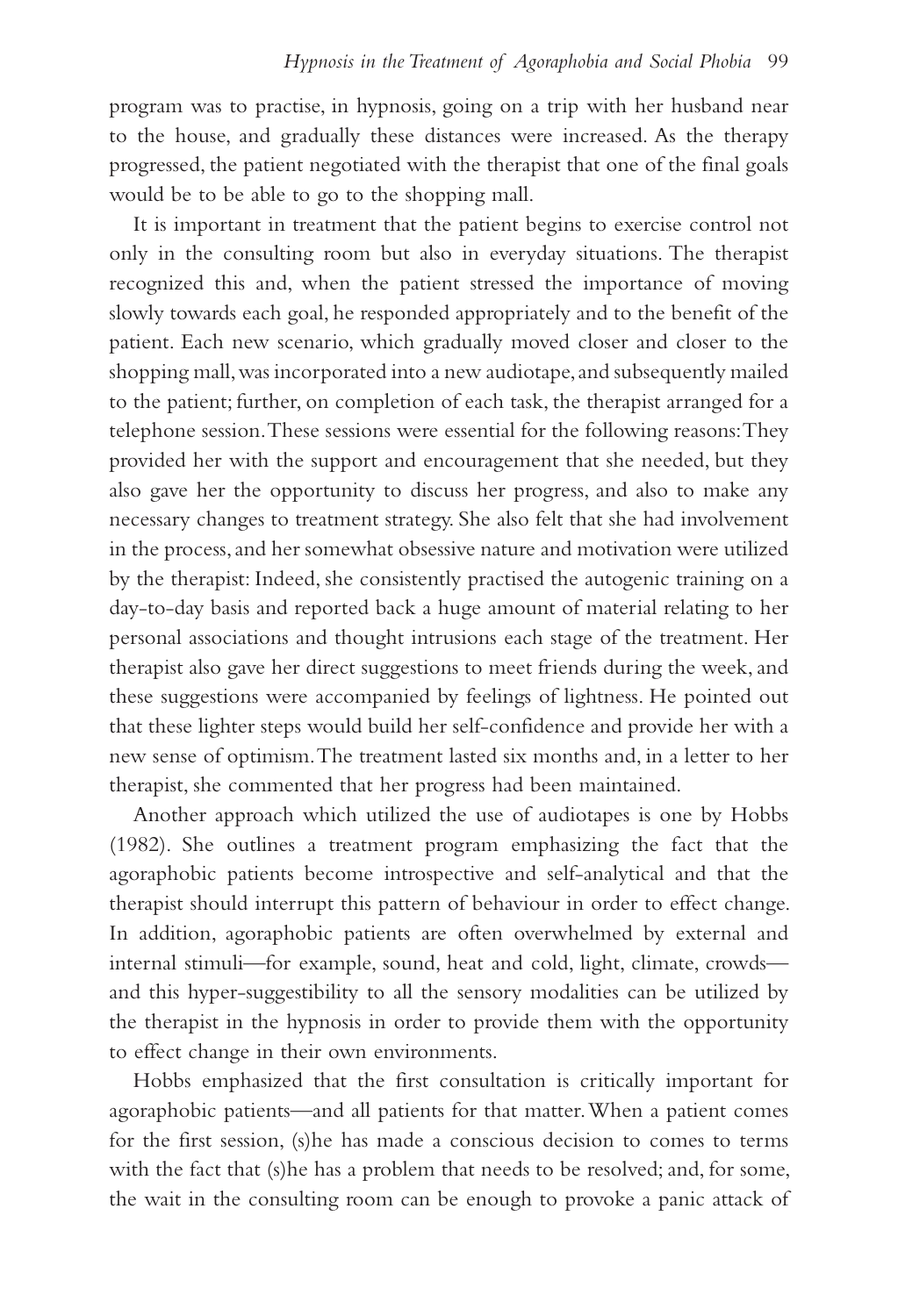program was to practise, in hypnosis, going on a trip with her husband near to the house, and gradually these distances were increased. As the therapy progressed, the patient negotiated with the therapist that one of the final goals would be to be able to go to the shopping mall.

It is important in treatment that the patient begins to exercise control not only in the consulting room but also in everyday situations. The therapist recognized this and, when the patient stressed the importance of moving slowly towards each goal, he responded appropriately and to the benefit of the patient. Each new scenario, which gradually moved closer and closer to the shopping mall, was incorporated into a new audiotape, and subsequently mailed to the patient; further, on completion of each task, the therapist arranged for a telephone session. These sessions were essential for the following reasons: They provided her with the support and encouragement that she needed, but they also gave her the opportunity to discuss her progress, and also to make any necessary changes to treatment strategy. She also felt that she had involvement in the process, and her somewhat obsessive nature and motivation were utilized by the therapist: Indeed, she consistently practised the autogenic training on a day-to-day basis and reported back a huge amount of material relating to her personal associations and thought intrusions each stage of the treatment. Her therapist also gave her direct suggestions to meet friends during the week, and these suggestions were accompanied by feelings of lightness. He pointed out that these lighter steps would build her self-confidence and provide her with a new sense of optimism. The treatment lasted six months and, in a letter to her therapist, she commented that her progress had been maintained.

Another approach which utilized the use of audiotapes is one by Hobbs (1982). She outlines a treatment program emphasizing the fact that the agoraphobic patients become introspective and self-analytical and that the therapist should interrupt this pattern of behaviour in order to effect change. In addition, agoraphobic patients are often overwhelmed by external and internal stimuli—for example, sound, heat and cold, light, climate, crowds—and this hyper-suggestibility to all the sensory modalities can be utilized by the therapist in the hypnosis in order to provide them with the opportunity to effect change in their own environments.

Hobbs emphasized that the first consultation is critically important for agoraphobic patients—and all patients for that matter. When a patient comes for the first session, (s)he has made a conscious decision to comes to terms with the fact that (s)he has a problem that needs to be resolved; and, for some, the wait in the consulting room can be enough to provoke a panic attack of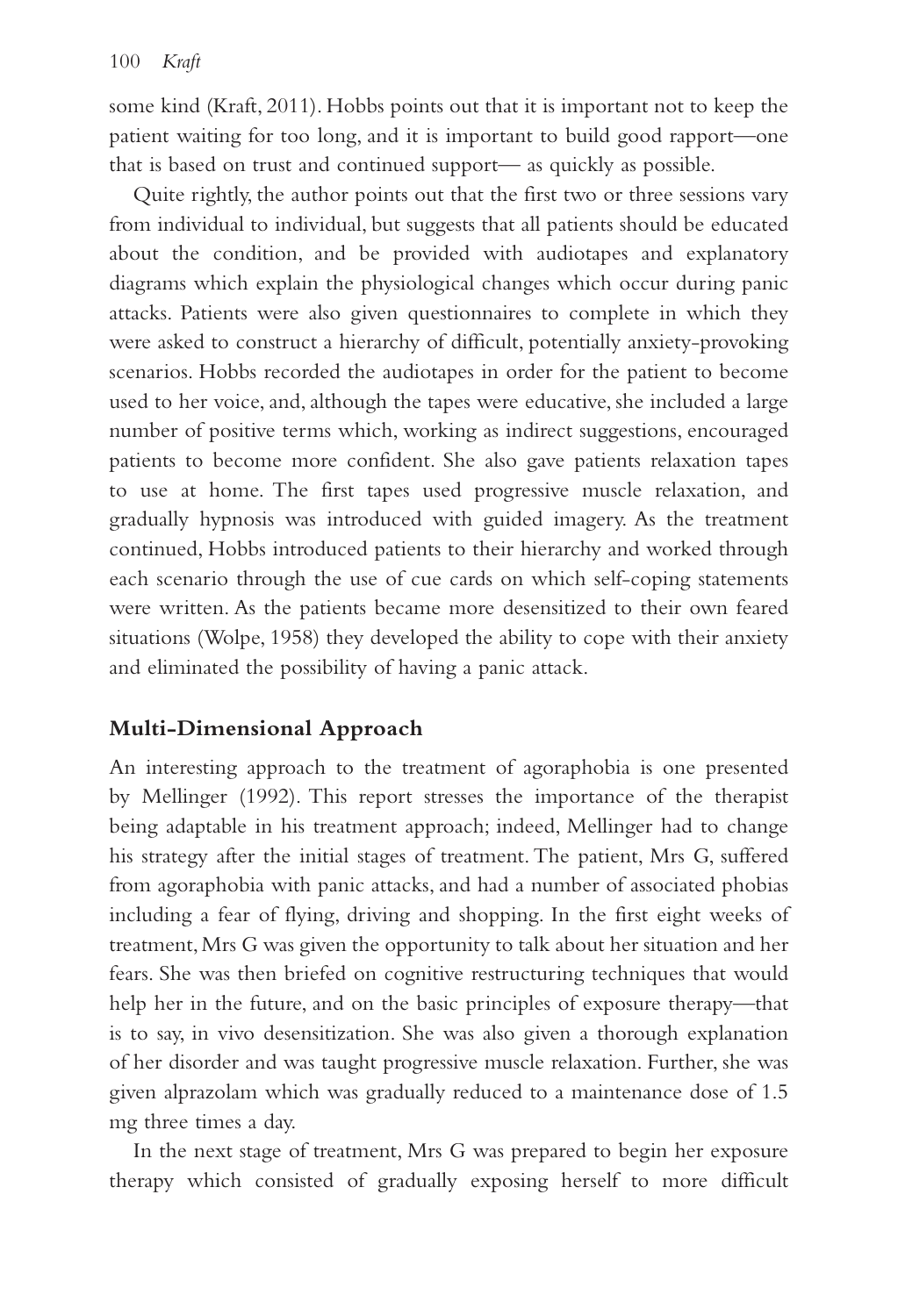some kind (Kraft, 2011). Hobbs points out that it is important not to keep the patient waiting for too long, and it is important to build good rapport—one that is based on trust and continued support— as quickly as possible.

Quite rightly, the author points out that the first two or three sessions vary from individual to individual, but suggests that all patients should be educated about the condition, and be provided with audiotapes and explanatory diagrams which explain the physiological changes which occur during panic attacks. Patients were also given questionnaires to complete in which they were asked to construct a hierarchy of difficult, potentially anxiety-provoking scenarios. Hobbs recorded the audiotapes in order for the patient to become used to her voice, and, although the tapes were educative, she included a large number of positive terms which, working as indirect suggestions, encouraged patients to become more confident. She also gave patients relaxation tapes to use at home. The first tapes used progressive muscle relaxation, and gradually hypnosis was introduced with guided imagery. As the treatment continued, Hobbs introduced patients to their hierarchy and worked through each scenario through the use of cue cards on which self-coping statements were written. As the patients became more desensitized to their own feared situations (Wolpe, 1958) they developed the ability to cope with their anxiety and eliminated the possibility of having a panic attack.

## Multi-Dimensional Approach

An interesting approach to the treatment of agoraphobia is one presented by Mellinger (1992). This report stresses the importance of the therapist being adaptable in his treatment approach; indeed, Mellinger had to change his strategy after the initial stages of treatment. The patient, Mrs G, suffered from agoraphobia with panic attacks, and had a number of associated phobias including a fear of flying, driving and shopping. In the first eight weeks of treatment, Mrs G was given the opportunity to talk about her situation and her fears. She was then briefed on cognitive restructuring techniques that would help her in the future, and on the basic principles of exposure therapy—that is to say, in vivo desensitization. She was also given a thorough explanation of her disorder and was taught progressive muscle relaxation. Further, she was given alprazolam which was gradually reduced to a maintenance dose of 1.5 mg three times a day.

In the next stage of treatment, Mrs G was prepared to begin her exposure therapy which consisted of gradually exposing herself to more difficult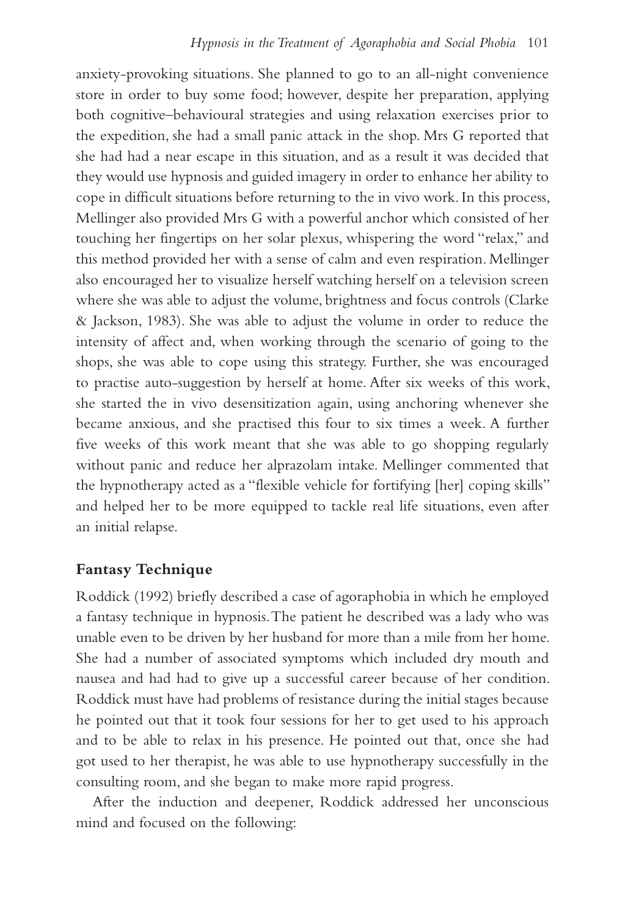anxiety-provoking situations. She planned to go to an all-night convenience store in order to buy some food; however, despite her preparation, applying both cognitive–behavioural strategies and using relaxation exercises prior to the expedition, she had a small panic attack in the shop. Mrs G reported that she had had a near escape in this situation, and as a result it was decided that they would use hypnosis and guided imagery in order to enhance her ability to cope in difficult situations before returning to the in vivo work. In this process, Mellinger also provided Mrs G with a powerful anchor which consisted of her touching her fingertips on her solar plexus, whispering the word "relax," and this method provided her with a sense of calm and even respiration. Mellinger also encouraged her to visualize herself watching herself on a television screen where she was able to adjust the volume, brightness and focus controls (Clarke & Jackson, 1983). She was able to adjust the volume in order to reduce the intensity of affect and, when working through the scenario of going to the shops, she was able to cope using this strategy. Further, she was encouraged to practise auto-suggestion by herself at home. After six weeks of this work, she started the in vivo desensitization again, using anchoring whenever she became anxious, and she practised this four to six times a week. A further five weeks of this work meant that she was able to go shopping regularly without panic and reduce her alprazolam intake. Mellinger commented that the hypnotherapy acted as a "flexible vehicle for fortifying [her] coping skills" and helped her to be more equipped to tackle real life situations, even after an initial relapse.

## Fantasy Technique

Roddick (1992) briefly described a case of agoraphobia in which he employed a fantasy technique in hypnosis. The patient he described was a lady who was unable even to be driven by her husband for more than a mile from her home. She had a number of associated symptoms which included dry mouth and nausea and had had to give up a successful career because of her condition. Roddick must have had problems of resistance during the initial stages because he pointed out that it took four sessions for her to get used to his approach and to be able to relax in his presence. He pointed out that, once she had got used to her therapist, he was able to use hypnotherapy successfully in the consulting room, and she began to make more rapid progress.

After the induction and deepener, Roddick addressed her unconscious mind and focused on the following: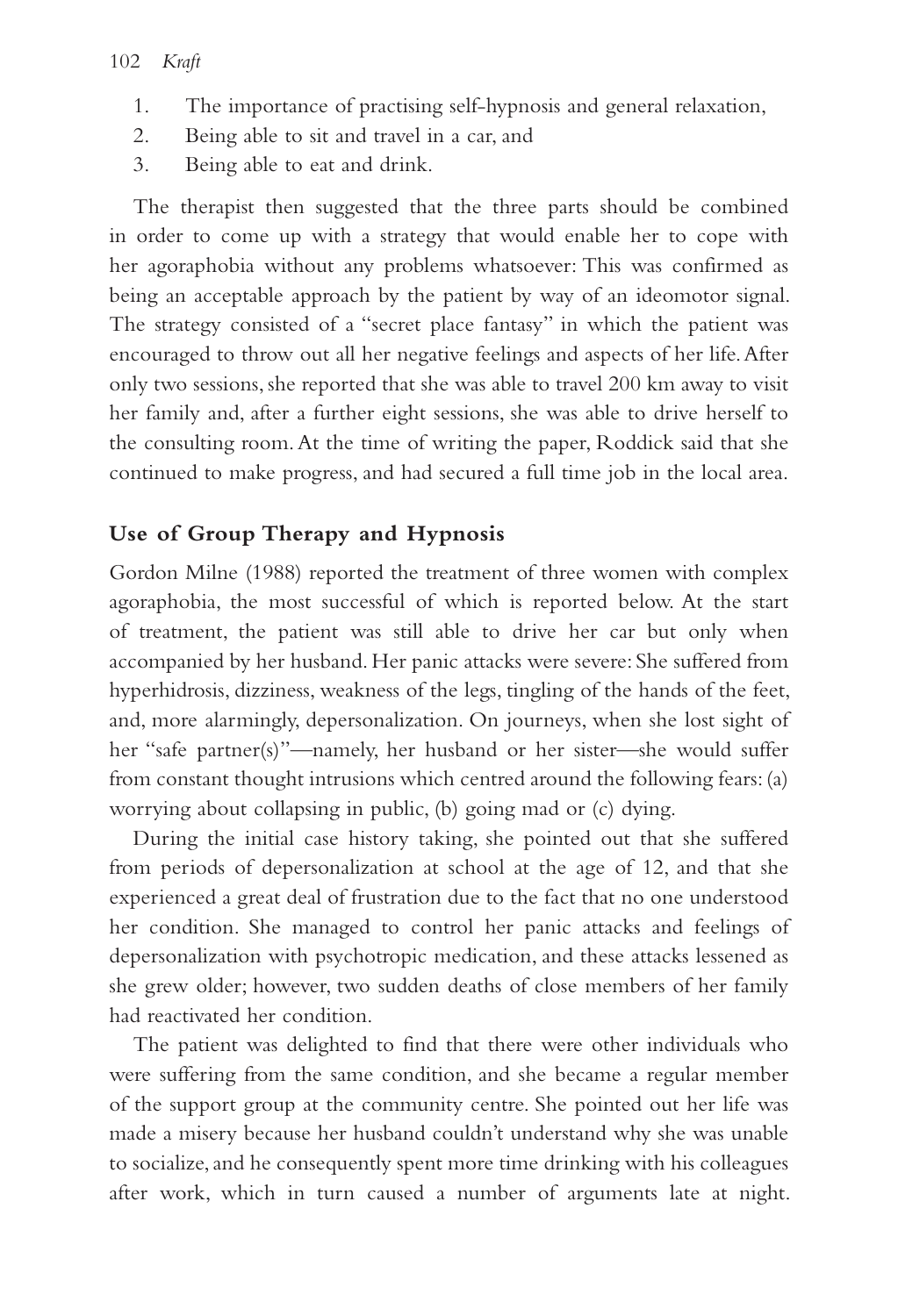1. The importance of practising self-hypnosis and general relaxation,
2. Being able to sit and travel in a car, and
3. Being able to eat and drink.

The therapist then suggested that the three parts should be combined in order to come up with a strategy that would enable her to cope with her agoraphobia without any problems whatsoever: This was confirmed as being an acceptable approach by the patient by way of an ideomotor signal. The strategy consisted of a "secret place fantasy" in which the patient was encouraged to throw out all her negative feelings and aspects of her life. After only two sessions, she reported that she was able to travel 200 km away to visit her family and, after a further eight sessions, she was able to drive herself to the consulting room. At the time of writing the paper, Roddick said that she continued to make progress, and had secured a full time job in the local area.

## Use of Group Therapy and Hypnosis

Gordon Milne (1988) reported the treatment of three women with complex agoraphobia, the most successful of which is reported below. At the start of treatment, the patient was still able to drive her car but only when accompanied by her husband. Her panic attacks were severe: She suffered from hyperhidrosis, dizziness, weakness of the legs, tingling of the hands of the feet, and, more alarmingly, depersonalization. On journeys, when she lost sight of her "safe partner(s)"—namely, her husband or her sister—she would suffer from constant thought intrusions which centred around the following fears: (a) worrying about collapsing in public, (b) going mad or (c) dying.

During the initial case history taking, she pointed out that she suffered from periods of depersonalization at school at the age of 12, and that she experienced a great deal of frustration due to the fact that no one understood her condition. She managed to control her panic attacks and feelings of depersonalization with psychotropic medication, and these attacks lessened as she grew older; however, two sudden deaths of close members of her family had reactivated her condition.

The patient was delighted to find that there were other individuals who were suffering from the same condition, and she became a regular member of the support group at the community centre. She pointed out her life was made a misery because her husband couldn't understand why she was unable to socialize, and he consequently spent more time drinking with his colleagues after work, which in turn caused a number of arguments late at night.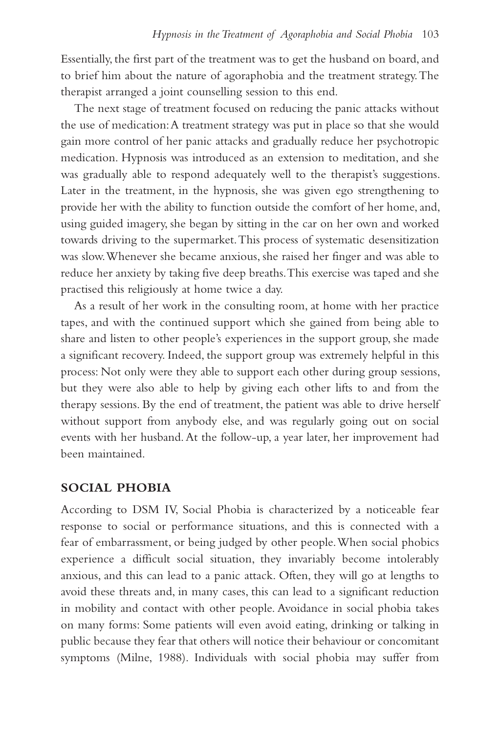Essentially, the first part of the treatment was to get the husband on board, and to brief him about the nature of agoraphobia and the treatment strategy. The therapist arranged a joint counselling session to this end.

The next stage of treatment focused on reducing the panic attacks without the use of medication: A treatment strategy was put in place so that she would gain more control of her panic attacks and gradually reduce her psychotropic medication. Hypnosis was introduced as an extension to meditation, and she was gradually able to respond adequately well to the therapist's suggestions. Later in the treatment, in the hypnosis, she was given ego strengthening to provide her with the ability to function outside the comfort of her home, and, using guided imagery, she began by sitting in the car on her own and worked towards driving to the supermarket. This process of systematic desensitization was slow. Whenever she became anxious, she raised her finger and was able to reduce her anxiety by taking five deep breaths. This exercise was taped and she practised this religiously at home twice a day.

As a result of her work in the consulting room, at home with her practice tapes, and with the continued support which she gained from being able to share and listen to other people's experiences in the support group, she made a significant recovery. Indeed, the support group was extremely helpful in this process: Not only were they able to support each other during group sessions, but they were also able to help by giving each other lifts to and from the therapy sessions. By the end of treatment, the patient was able to drive herself without support from anybody else, and was regularly going out on social events with her husband. At the follow-up, a year later, her improvement had been maintained.

## SOCIAL PHOBIA

According to DSM IV, Social Phobia is characterized by a noticeable fear response to social or performance situations, and this is connected with a fear of embarrassment, or being judged by other people. When social phobics experience a difficult social situation, they invariably become intolerably anxious, and this can lead to a panic attack. Often, they will go at lengths to avoid these threats and, in many cases, this can lead to a significant reduction in mobility and contact with other people. Avoidance in social phobia takes on many forms: Some patients will even avoid eating, drinking or talking in public because they fear that others will notice their behaviour or concomitant symptoms (Milne, 1988). Individuals with social phobia may suffer from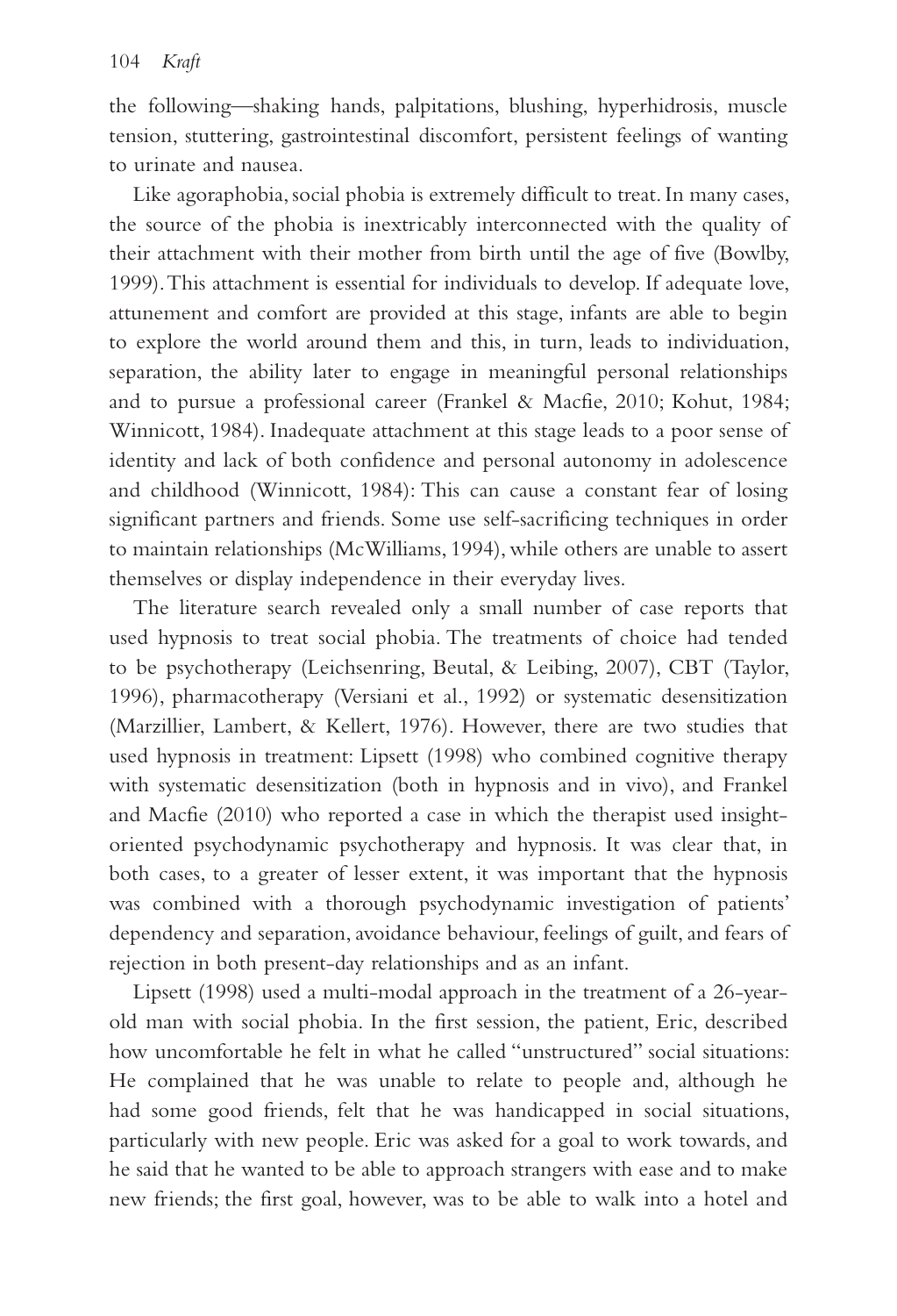the following—shaking hands, palpitations, blushing, hyperhidrosis, muscle tension, stuttering, gastrointestinal discomfort, persistent feelings of wanting to urinate and nausea.

Like agoraphobia, social phobia is extremely difficult to treat. In many cases, the source of the phobia is inextricably interconnected with the quality of their attachment with their mother from birth until the age of five (Bowlby, 1999). This attachment is essential for individuals to develop. If adequate love, attunement and comfort are provided at this stage, infants are able to begin to explore the world around them and this, in turn, leads to individuation, separation, the ability later to engage in meaningful personal relationships and to pursue a professional career (Frankel & Macfie, 2010; Kohut, 1984; Winnicott, 1984). Inadequate attachment at this stage leads to a poor sense of identity and lack of both confidence and personal autonomy in adolescence and childhood (Winnicott, 1984): This can cause a constant fear of losing significant partners and friends. Some use self-sacrificing techniques in order to maintain relationships (McWilliams, 1994), while others are unable to assert themselves or display independence in their everyday lives.

The literature search revealed only a small number of case reports that used hypnosis to treat social phobia. The treatments of choice had tended to be psychotherapy (Leichsenring, Beutal, & Leibing, 2007), CBT (Taylor, 1996), pharmacotherapy (Versiani et al., 1992) or systematic desensitization (Marzillier, Lambert, & Kellert, 1976). However, there are two studies that used hypnosis in treatment: Lipsett (1998) who combined cognitive therapy with systematic desensitization (both in hypnosis and in vivo), and Frankel and Macfie (2010) who reported a case in which the therapist used insight-oriented psychodynamic psychotherapy and hypnosis. It was clear that, in both cases, to a greater of lesser extent, it was important that the hypnosis was combined with a thorough psychodynamic investigation of patients' dependency and separation, avoidance behaviour, feelings of guilt, and fears of rejection in both present-day relationships and as an infant.

Lipsett (1998) used a multi-modal approach in the treatment of a 26-year-old man with social phobia. In the first session, the patient, Eric, described how uncomfortable he felt in what he called "unstructured" social situations: He complained that he was unable to relate to people and, although he had some good friends, felt that he was handicapped in social situations, particularly with new people. Eric was asked for a goal to work towards, and he said that he wanted to be able to approach strangers with ease and to make new friends; the first goal, however, was to be able to walk into a hotel and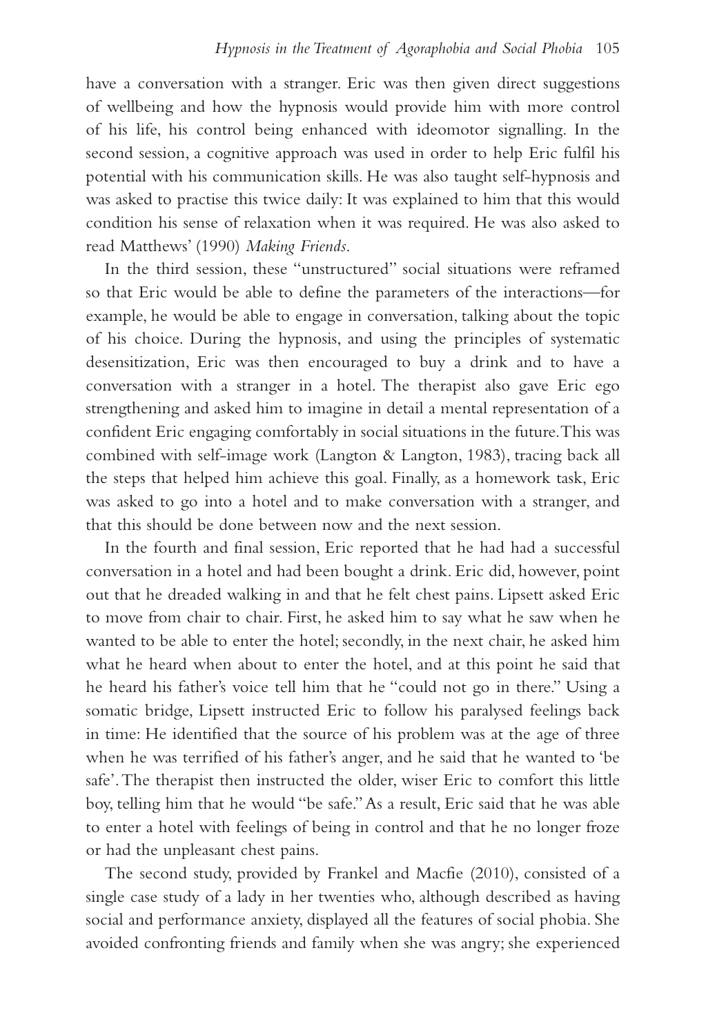have a conversation with a stranger. Eric was then given direct suggestions of wellbeing and how the hypnosis would provide him with more control of his life, his control being enhanced with ideomotor signalling. In the second session, a cognitive approach was used in order to help Eric fulfil his potential with his communication skills. He was also taught self-hypnosis and was asked to practise this twice daily: It was explained to him that this would condition his sense of relaxation when it was required. He was also asked to read Matthews' (1990) *Making Friends*.

In the third session, these "unstructured" social situations were reframed so that Eric would be able to define the parameters of the interactions—for example, he would be able to engage in conversation, talking about the topic of his choice. During the hypnosis, and using the principles of systematic desensitization, Eric was then encouraged to buy a drink and to have a conversation with a stranger in a hotel. The therapist also gave Eric ego strengthening and asked him to imagine in detail a mental representation of a confident Eric engaging comfortably in social situations in the future. This was combined with self-image work (Langton & Langton, 1983), tracing back all the steps that helped him achieve this goal. Finally, as a homework task, Eric was asked to go into a hotel and to make conversation with a stranger, and that this should be done between now and the next session.

In the fourth and final session, Eric reported that he had had a successful conversation in a hotel and had been bought a drink. Eric did, however, point out that he dreaded walking in and that he felt chest pains. Lipsett asked Eric to move from chair to chair. First, he asked him to say what he saw when he wanted to be able to enter the hotel; secondly, in the next chair, he asked him what he heard when about to enter the hotel, and at this point he said that he heard his father's voice tell him that he "could not go in there." Using a somatic bridge, Lipsett instructed Eric to follow his paralysed feelings back in time: He identified that the source of his problem was at the age of three when he was terrified of his father's anger, and he said that he wanted to 'be safe'. The therapist then instructed the older, wiser Eric to comfort this little boy, telling him that he would "be safe." As a result, Eric said that he was able to enter a hotel with feelings of being in control and that he no longer froze or had the unpleasant chest pains.

The second study, provided by Frankel and Macfie (2010), consisted of a single case study of a lady in her twenties who, although described as having social and performance anxiety, displayed all the features of social phobia. She avoided confronting friends and family when she was angry; she experienced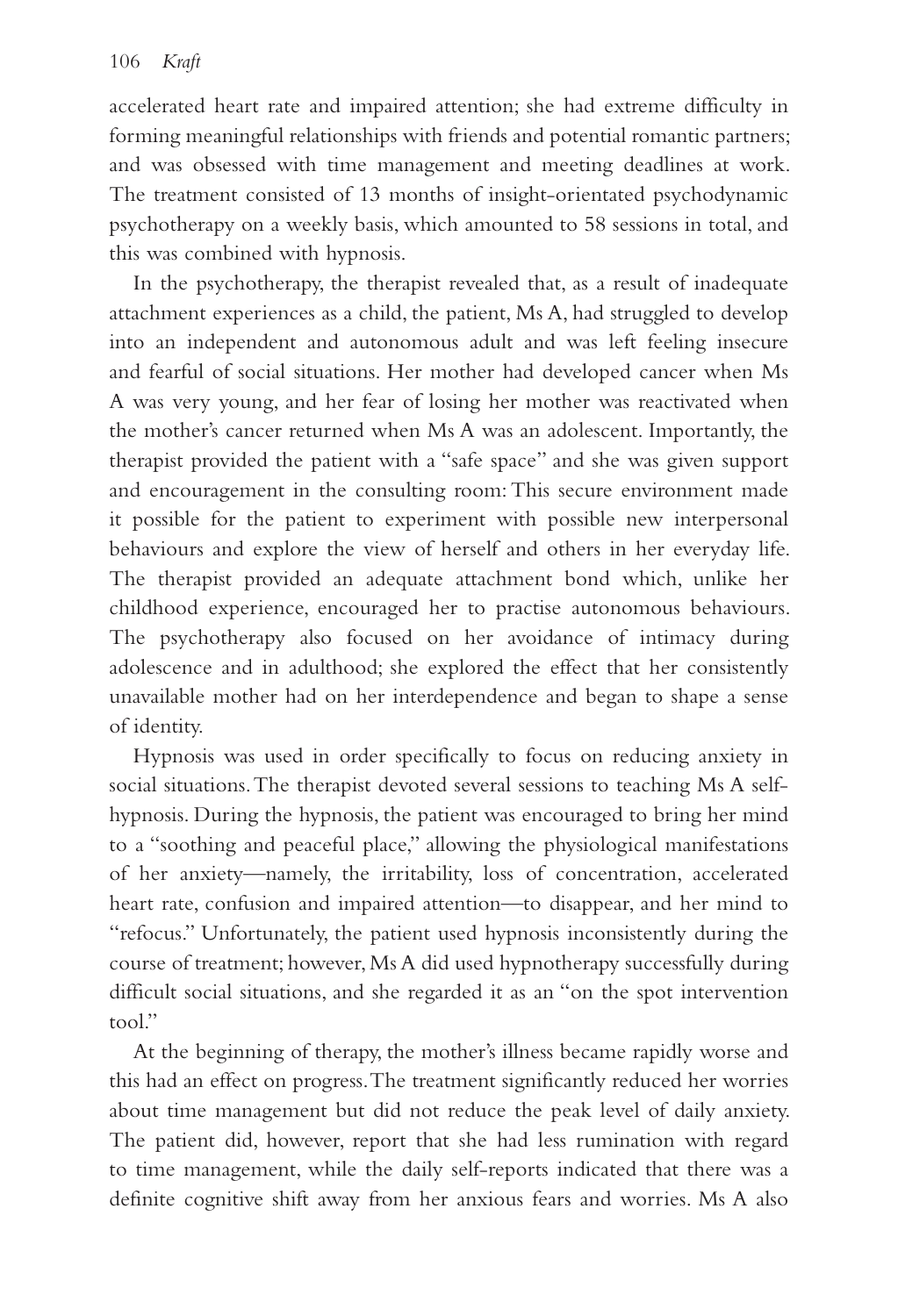accelerated heart rate and impaired attention; she had extreme difficulty in forming meaningful relationships with friends and potential romantic partners; and was obsessed with time management and meeting deadlines at work. The treatment consisted of 13 months of insight-orientated psychodynamic psychotherapy on a weekly basis, which amounted to 58 sessions in total, and this was combined with hypnosis.

In the psychotherapy, the therapist revealed that, as a result of inadequate attachment experiences as a child, the patient, Ms A, had struggled to develop into an independent and autonomous adult and was left feeling insecure and fearful of social situations. Her mother had developed cancer when Ms A was very young, and her fear of losing her mother was reactivated when the mother's cancer returned when Ms A was an adolescent. Importantly, the therapist provided the patient with a "safe space" and she was given support and encouragement in the consulting room: This secure environment made it possible for the patient to experiment with possible new interpersonal behaviours and explore the view of herself and others in her everyday life. The therapist provided an adequate attachment bond which, unlike her childhood experience, encouraged her to practise autonomous behaviours. The psychotherapy also focused on her avoidance of intimacy during adolescence and in adulthood; she explored the effect that her consistently unavailable mother had on her interdependence and began to shape a sense of identity.

Hypnosis was used in order specifically to focus on reducing anxiety in social situations. The therapist devoted several sessions to teaching Ms A self-hypnosis. During the hypnosis, the patient was encouraged to bring her mind to a "soothing and peaceful place," allowing the physiological manifestations of her anxiety—namely, the irritability, loss of concentration, accelerated heart rate, confusion and impaired attention—to disappear, and her mind to "refocus." Unfortunately, the patient used hypnosis inconsistently during the course of treatment; however, Ms A did used hypnotherapy successfully during difficult social situations, and she regarded it as an "on the spot intervention tool."

At the beginning of therapy, the mother's illness became rapidly worse and this had an effect on progress. The treatment significantly reduced her worries about time management but did not reduce the peak level of daily anxiety. The patient did, however, report that she had less rumination with regard to time management, while the daily self-reports indicated that there was a definite cognitive shift away from her anxious fears and worries. Ms A also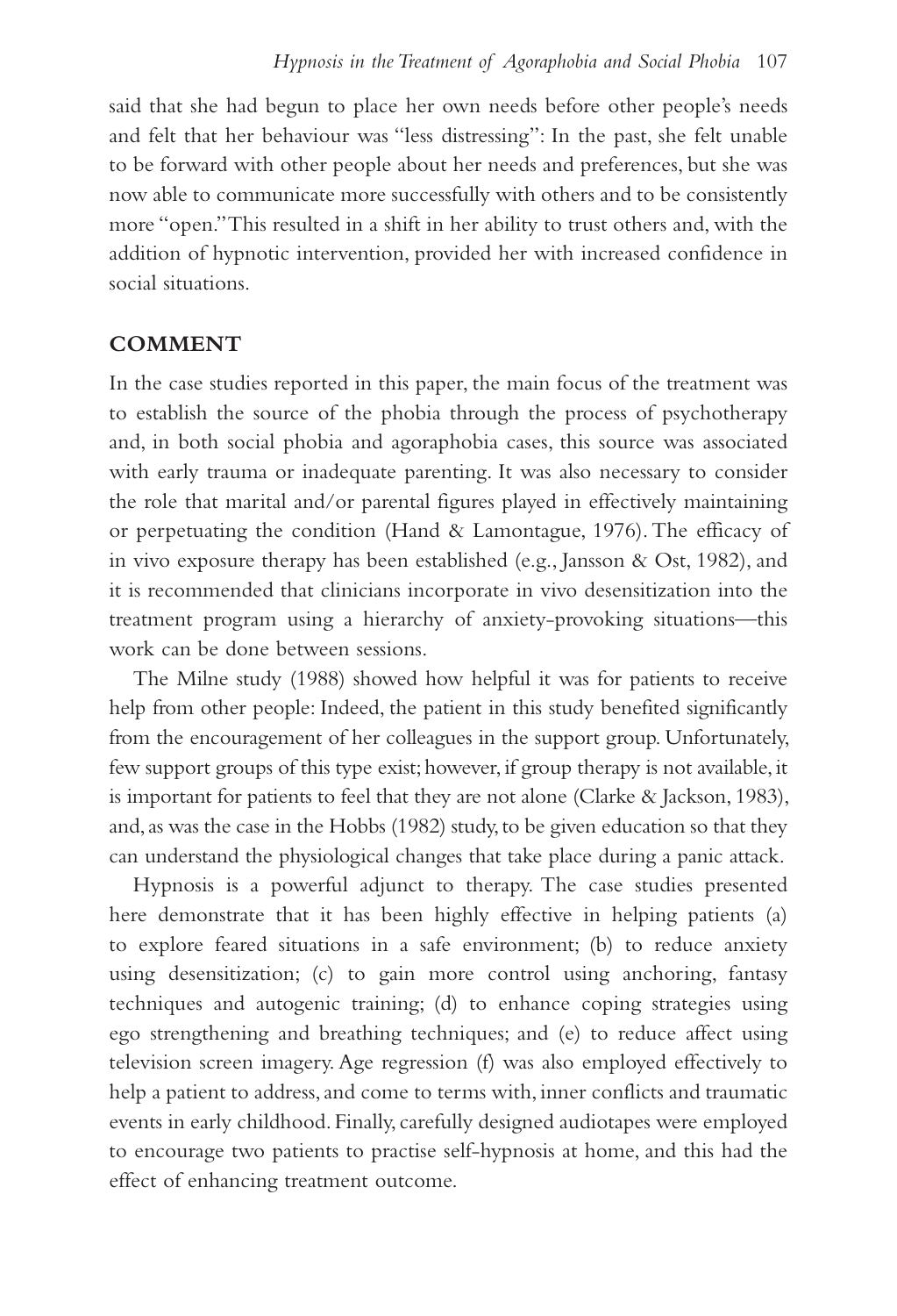said that she had begun to place her own needs before other people's needs and felt that her behaviour was "less distressing": In the past, she felt unable to be forward with other people about her needs and preferences, but she was now able to communicate more successfully with others and to be consistently more "open." This resulted in a shift in her ability to trust others and, with the addition of hypnotic intervention, provided her with increased confidence in social situations.

## COMMENT

In the case studies reported in this paper, the main focus of the treatment was to establish the source of the phobia through the process of psychotherapy and, in both social phobia and agoraphobia cases, this source was associated with early trauma or inadequate parenting. It was also necessary to consider the role that marital and/or parental figures played in effectively maintaining or perpetuating the condition (Hand & Lamontague, 1976). The efficacy of in vivo exposure therapy has been established (e.g., Jansson & Ost, 1982), and it is recommended that clinicians incorporate in vivo desensitization into the treatment program using a hierarchy of anxiety-provoking situations—this work can be done between sessions.

The Milne study (1988) showed how helpful it was for patients to receive help from other people: Indeed, the patient in this study benefited significantly from the encouragement of her colleagues in the support group. Unfortunately, few support groups of this type exist; however, if group therapy is not available, it is important for patients to feel that they are not alone (Clarke & Jackson, 1983), and, as was the case in the Hobbs (1982) study, to be given education so that they can understand the physiological changes that take place during a panic attack.

Hypnosis is a powerful adjunct to therapy. The case studies presented here demonstrate that it has been highly effective in helping patients (a) to explore feared situations in a safe environment; (b) to reduce anxiety using desensitization; (c) to gain more control using anchoring, fantasy techniques and autogenic training; (d) to enhance coping strategies using ego strengthening and breathing techniques; and (e) to reduce affect using television screen imagery. Age regression (f) was also employed effectively to help a patient to address, and come to terms with, inner conflicts and traumatic events in early childhood. Finally, carefully designed audiotapes were employed to encourage two patients to practise self-hypnosis at home, and this had the effect of enhancing treatment outcome.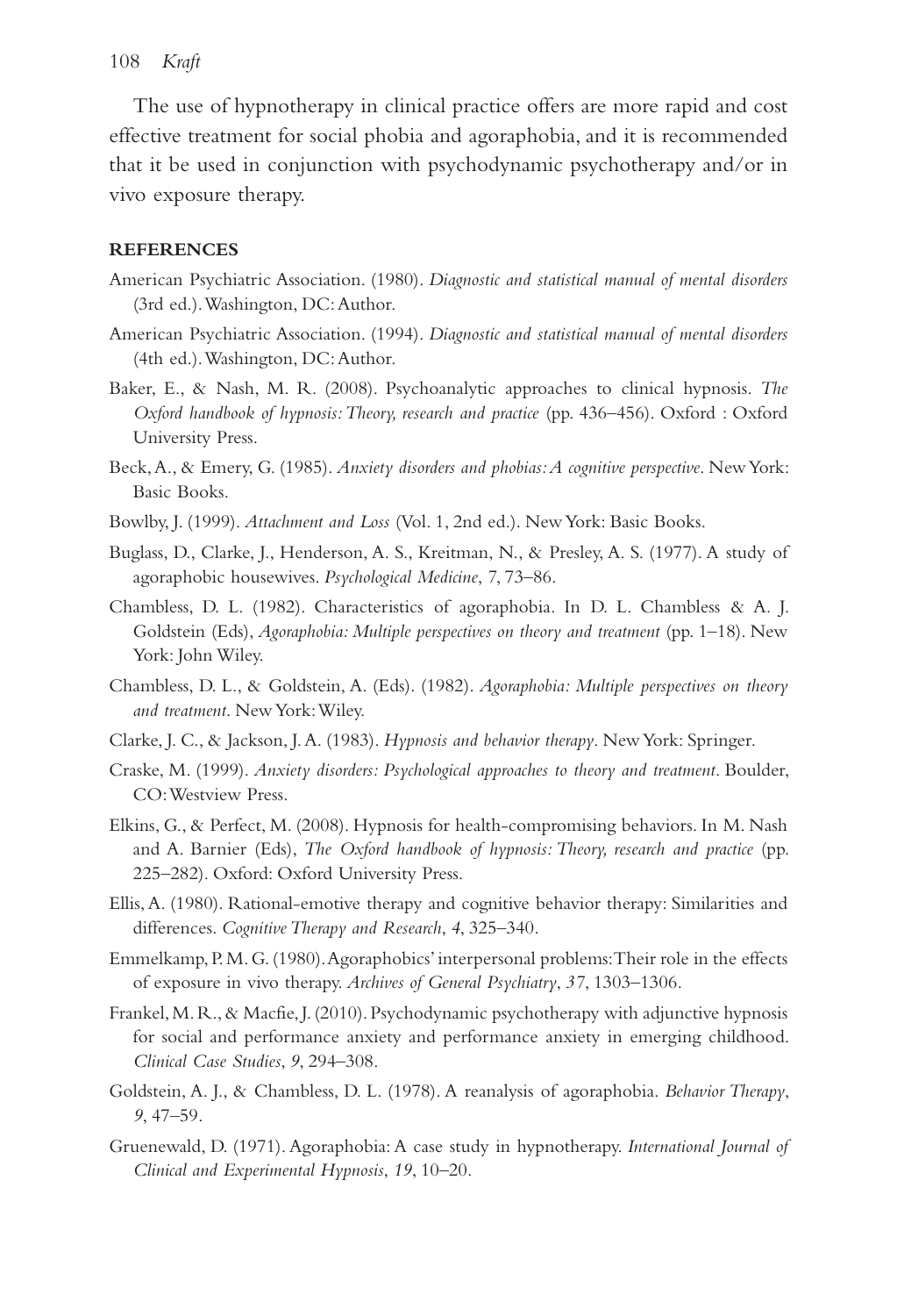The use of hypnotherapy in clinical practice offers are more rapid and cost effective treatment for social phobia and agoraphobia, and it is recommended that it be used in conjunction with psychodynamic psychotherapy and/or in vivo exposure therapy.

## REFERENCES

American Psychiatric Association. (1980). *Diagnostic and statistical manual of mental disorders* (3rd ed.). Washington, DC: Author.

American Psychiatric Association. (1994). *Diagnostic and statistical manual of mental disorders* (4th ed.). Washington, DC: Author.

Baker, E., & Nash, M. R. (2008). Psychoanalytic approaches to clinical hypnosis. *The Oxford handbook of hypnosis: Theory, research and practice* (pp. 436–456). Oxford : Oxford University Press.

Beck, A., & Emery, G. (1985). *Anxiety disorders and phobias: A cognitive perspective*. New York: Basic Books.

Bowlby, J. (1999). *Attachment and Loss* (Vol. 1, 2nd ed.). New York: Basic Books.

Buglass, D., Clarke, J., Henderson, A. S., Kreitman, N., & Presley, A. S. (1977). A study of agoraphobic housewives. *Psychological Medicine*, 7, 73–86.

Chambless, D. L. (1982). Characteristics of agoraphobia. In D. L. Chambless & A. J. Goldstein (Eds), *Agoraphobia: Multiple perspectives on theory and treatment* (pp. 1–18). New York: John Wiley.

Chambless, D. L., & Goldstein, A. (Eds). (1982). *Agoraphobia: Multiple perspectives on theory and treatment*. New York: Wiley.

Clarke, J. C., & Jackson, J. A. (1983). *Hypnosis and behavior therapy*. New York: Springer.

Craske, M. (1999). *Anxiety disorders: Psychological approaches to theory and treatment*. Boulder, CO: Westview Press.

Elkins, G., & Perfect, M. (2008). Hypnosis for health-compromising behaviors. In M. Nash and A. Barnier (Eds), *The Oxford handbook of hypnosis: Theory, research and practice* (pp. 225–282). Oxford: Oxford University Press.

Ellis, A. (1980). Rational-emotive therapy and cognitive behavior therapy: Similarities and differences. *Cognitive Therapy and Research*, *4*, 325–340.

Emmelkamp, P. M. G. (1980). Agoraphobics' interpersonal problems: Their role in the effects of exposure in vivo therapy. *Archives of General Psychiatry*, *37*, 1303–1306.

Frankel, M. R., & Macfie, J. (2010). Psychodynamic psychotherapy with adjunctive hypnosis for social and performance anxiety and performance anxiety in emerging childhood. *Clinical Case Studies*, *9*, 294–308.

Goldstein, A. J., & Chambless, D. L. (1978). A reanalysis of agoraphobia. *Behavior Therapy*, *9*, 47–59.

Gruenewald, D. (1971). Agoraphobia: A case study in hypnotherapy. *International Journal of Clinical and Experimental Hypnosis*, *19*, 10–20.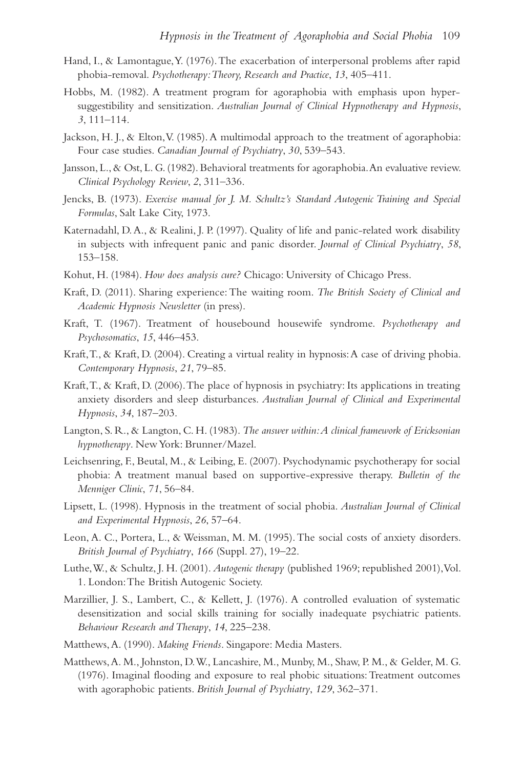Hand, I., & Lamontague, Y. (1976). The exacerbation of interpersonal problems after rapid phobia-removal. *Psychotherapy: Theory, Research and Practice*, *13*, 405–411.

Hobbs, M. (1982). A treatment program for agoraphobia with emphasis upon hyper-suggestibility and sensitization. *Australian Journal of Clinical Hypnotherapy and Hypnosis*, *3*, 111–114.

Jackson, H. J., & Elton, V. (1985). A multimodal approach to the treatment of agoraphobia: Four case studies. *Canadian Journal of Psychiatry*, *30*, 539–543.

Jansson, L., & Ost, L. G. (1982). Behavioral treatments for agoraphobia. An evaluative review. *Clinical Psychology Review*, *2*, 311–336.

Jencks, B. (1973). *Exercise manual for J. M. Schultz's Standard Autogenic Training and Special Formulas*, Salt Lake City, 1973.

Katernadahl, D. A., & Realini, J. P. (1997). Quality of life and panic-related work disability in subjects with infrequent panic and panic disorder. *Journal of Clinical Psychiatry*, *58*, 153–158.

Kohut, H. (1984). *How does analysis cure?* Chicago: University of Chicago Press.

Kraft, D. (2011). Sharing experience: The waiting room. *The British Society of Clinical and Academic Hypnosis Newsletter* (in press).

Kraft, T. (1967). Treatment of housebound housewife syndrome. *Psychotherapy and Psychosomatics*, *15*, 446–453.

Kraft, T., & Kraft, D. (2004). Creating a virtual reality in hypnosis: A case of driving phobia. *Contemporary Hypnosis*, *21*, 79–85.

Kraft, T., & Kraft, D. (2006). The place of hypnosis in psychiatry: Its applications in treating anxiety disorders and sleep disturbances. *Australian Journal of Clinical and Experimental Hypnosis*, *34*, 187–203.

Langton, S. R., & Langton, C. H. (1983). *The answer within: A clinical framework of Ericksonian hypnotherapy*. New York: Brunner/Mazel.

Leichsenring, F., Beutal, M., & Leibing, E. (2007). Psychodynamic psychotherapy for social phobia: A treatment manual based on supportive-expressive therapy. *Bulletin of the Menniger Clinic*, *71*, 56–84.

Lipsett, L. (1998). Hypnosis in the treatment of social phobia. *Australian Journal of Clinical and Experimental Hypnosis*, *26*, 57–64.

Leon, A. C., Portera, L., & Weissman, M. M. (1995). The social costs of anxiety disorders. *British Journal of Psychiatry*, *166* (Suppl. 27), 19–22.

Luthe, W., & Schultz, J. H. (2001). *Autogenic therapy* (published 1969; republished 2001), Vol. 1. London: The British Autogenic Society.

Marzillier, J. S., Lambert, C., & Kellett, J. (1976). A controlled evaluation of systematic desensitization and social skills training for socially inadequate psychiatric patients. *Behaviour Research and Therapy*, *14*, 225–238.

Matthews, A. (1990). *Making Friends*. Singapore: Media Masters.

Matthews, A. M., Johnston, D. W., Lancashire, M., Munby, M., Shaw, P. M., & Gelder, M. G. (1976). Imaginal flooding and exposure to real phobic situations: Treatment outcomes with agoraphobic patients. *British Journal of Psychiatry*, *129*, 362–371.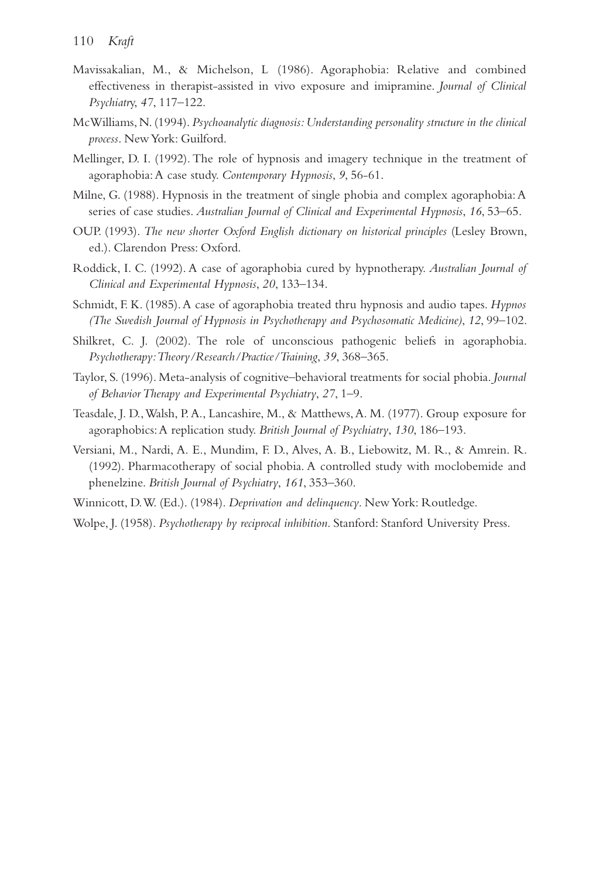Mavissakalian, M., & Michelson, L (1986). Agoraphobia: Relative and combined effectiveness in therapist-assisted in vivo exposure and imipramine. *Journal of Clinical Psychiatry*, *47*, 117–122.

McWilliams, N. (1994). *Psychoanalytic diagnosis: Understanding personality structure in the clinical process*. New York: Guilford.

Mellinger, D. I. (1992). The role of hypnosis and imagery technique in the treatment of agoraphobia: A case study. *Contemporary Hypnosis*, *9*, 56-61.

Milne, G. (1988). Hypnosis in the treatment of single phobia and complex agoraphobia: A series of case studies. *Australian Journal of Clinical and Experimental Hypnosis*, *16*, 53–65.

OUP. (1993). *The new shorter Oxford English dictionary on historical principles* (Lesley Brown, ed.). Clarendon Press: Oxford.

Roddick, I. C. (1992). A case of agoraphobia cured by hypnotherapy. *Australian Journal of Clinical and Experimental Hypnosis*, *20*, 133–134.

Schmidt, F. K. (1985). A case of agoraphobia treated thru hypnosis and audio tapes. *Hypnos (The Swedish Journal of Hypnosis in Psychotherapy and Psychosomatic Medicine)*, *12*, 99–102.

Shilkret, C. J. (2002). The role of unconscious pathogenic beliefs in agoraphobia. *Psychotherapy: Theory/Research/Practice/Training*, *39*, 368–365.

Taylor, S. (1996). Meta-analysis of cognitive–behavioral treatments for social phobia. *Journal of Behavior Therapy and Experimental Psychiatry*, *27*, 1–9.

Teasdale, J. D., Walsh, P. A., Lancashire, M., & Matthews, A. M. (1977). Group exposure for agoraphobics: A replication study. *British Journal of Psychiatry*, *130*, 186–193.

Versiani, M., Nardi, A. E., Mundim, F. D., Alves, A. B., Liebowitz, M. R., & Amrein. R. (1992). Pharmacotherapy of social phobia. A controlled study with moclobemide and phenelzine. *British Journal of Psychiatry*, *161*, 353–360.

Winnicott, D. W. (Ed.). (1984). *Deprivation and delinquency*. New York: Routledge.

Wolpe, J. (1958). *Psychotherapy by reciprocal inhibition*. Stanford: Stanford University Press.